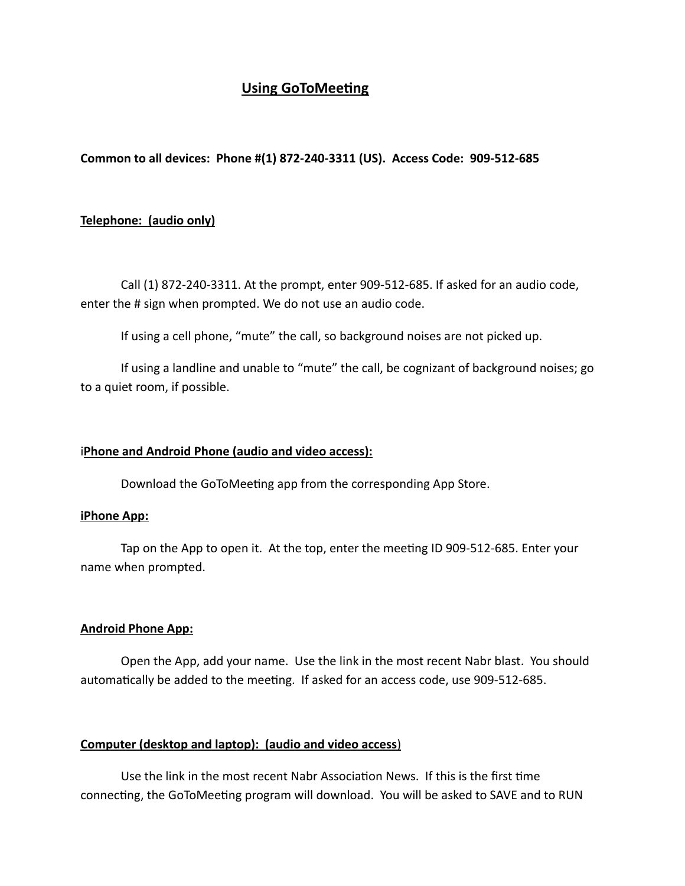# Using GoToMeeting

**Common to all devices: Phone #(1) 872-240-3311 (US). Access Code: 909-512-685**

## Telephone: (audio only)

Call (1) 872-240-3311. At the prompt, enter 909-512-685. If asked for an audio code, enter the # sign when prompted. We do not use an audio code.

If using a cell phone, "mute" the call, so background noises are not picked up.

If using a landline and unable to "mute" the call, be cognizant of background noises; go to a quiet room, if possible.

## iPhone and Android Phone (audio and video access):

Download the GoToMeeting app from the corresponding App Store.

### iPhone App:

Tap on the App to open it. At the top, enter the meeting ID 909-512-685. Enter your name when prompted.

### Android Phone App:

Open the App, add your name. Use the link in the most recent Nabr blast. You should automatically be added to the meeting. If asked for an access code, use 909-512-685.

## Computer (desktop and laptop): (audio and video access)

Use the link in the most recent Nabr Association News. If this is the first time connecting, the GoToMeeting program will download. You will be asked to SAVE and to RUN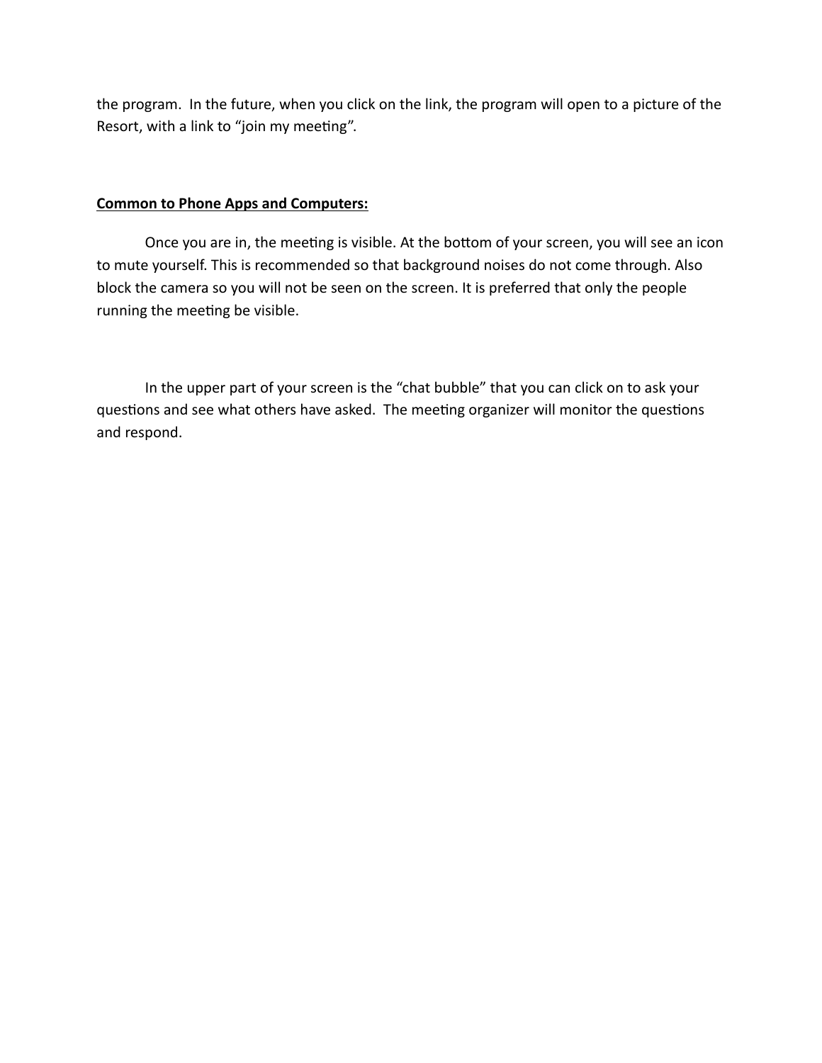the program. In the future, when you click on the link, the program will open to a picture of the Resort, with a link to "join my meeting".

**Common to Phone Apps and Computers:**

Once you are in, the meeting is visible. At the bottom of your screen, you will see an icon to mute yourself. This is recommended so that background noises do not come through. Also block the camera so you will not be seen on the screen. It is preferred that only the people running the meeting be visible.

In the upper part of your screen is the "chat bubble" that you can click on to ask your questions and see what others have asked. The meeting organizer will monitor the questions and respond.